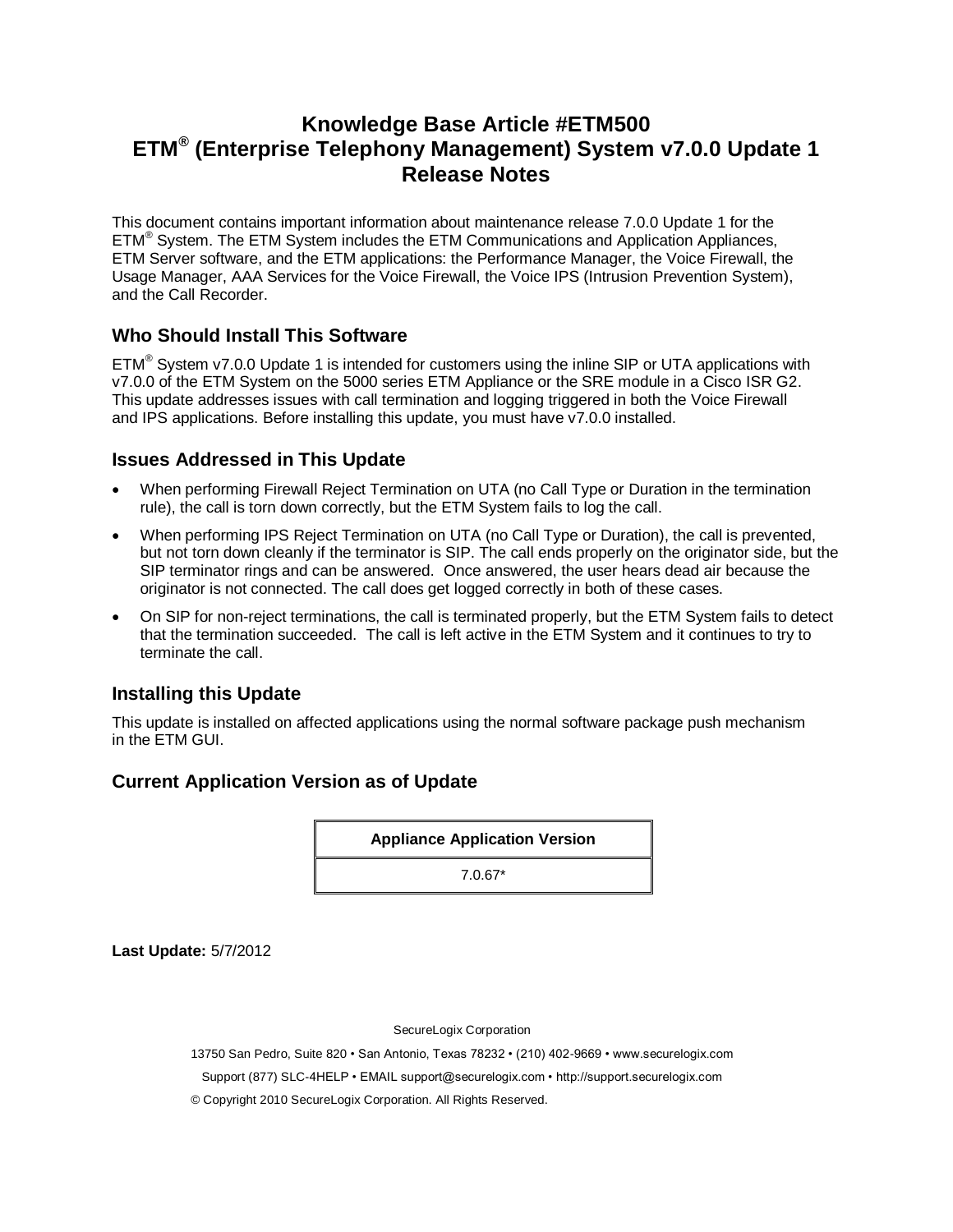# Knowledge Base Article #ETM500
# ETM® (Enterprise Telephony Management) System v7.0.0 Update 1 Release Notes

This document contains important information about maintenance release 7.0.0 Update 1 for the ETM® System. The ETM System includes the ETM Communications and Application Appliances, ETM Server software, and the ETM applications: the Performance Manager, the Voice Firewall, the Usage Manager, AAA Services for the Voice Firewall, the Voice IPS (Intrusion Prevention System), and the Call Recorder.

## Who Should Install This Software

ETM® System v7.0.0 Update 1 is intended for customers using the inline SIP or UTA applications with v7.0.0 of the ETM System on the 5000 series ETM Appliance or the SRE module in a Cisco ISR G2. This update addresses issues with call termination and logging triggered in both the Voice Firewall and IPS applications. Before installing this update, you must have v7.0.0 installed.

## Issues Addressed in This Update

- When performing Firewall Reject Termination on UTA (no Call Type or Duration in the termination rule), the call is torn down correctly, but the ETM System fails to log the call.
- When performing IPS Reject Termination on UTA (no Call Type or Duration), the call is prevented, but not torn down cleanly if the terminator is SIP. The call ends properly on the originator side, but the SIP terminator rings and can be answered. Once answered, the user hears dead air because the originator is not connected. The call does get logged correctly in both of these cases.
- On SIP for non-reject terminations, the call is terminated properly, but the ETM System fails to detect that the termination succeeded. The call is left active in the ETM System and it continues to try to terminate the call.

## Installing this Update

This update is installed on affected applications using the normal software package push mechanism in the ETM GUI.

## Current Application Version as of Update

| Appliance Application Version |
| --- |
| 7.0.67* |

**Last Update:** 5/7/2012

SecureLogix Corporation

13750 San Pedro, Suite 820 • San Antonio, Texas 78232 • (210) 402-9669 • www.securelogix.com

Support (877) SLC-4HELP • EMAIL support@securelogix.com • http://support.securelogix.com

© Copyright 2010 SecureLogix Corporation. All Rights Reserved.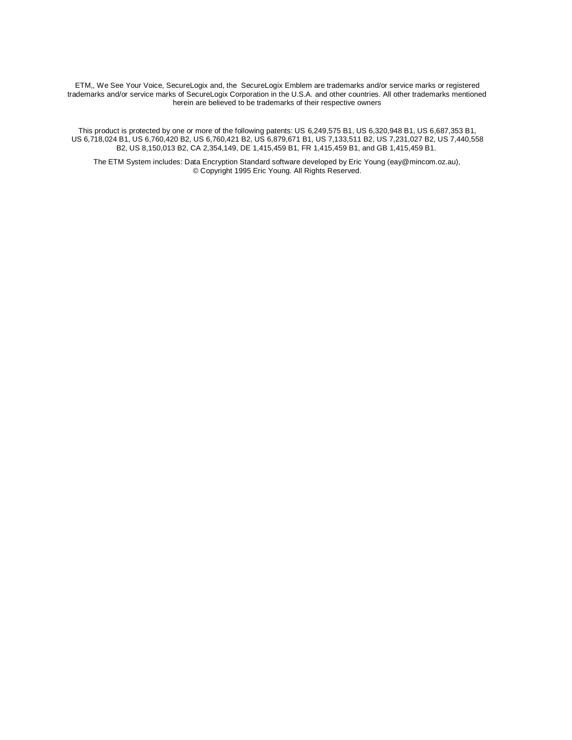ETM,, We See Your Voice, SecureLogix and, the SecureLogix Emblem are trademarks and/or service marks or registered trademarks and/or service marks of SecureLogix Corporation in the U.S.A. and other countries. All other trademarks mentioned herein are believed to be trademarks of their respective owners

This product is protected by one or more of the following patents: US 6,249,575 B1, US 6,320,948 B1, US 6,687,353 B1, US 6,718,024 B1, US 6,760,420 B2, US 6,760,421 B2, US 6,879,671 B1, US 7,133,511 B2, US 7,231,027 B2, US 7,440,558 B2, US 8,150,013 B2, CA 2,354,149, DE 1,415,459 B1, FR 1,415,459 B1, and GB 1,415,459 B1.

The ETM System includes: Data Encryption Standard software developed by Eric Young (eay@mincom.oz.au), © Copyright 1995 Eric Young. All Rights Reserved.